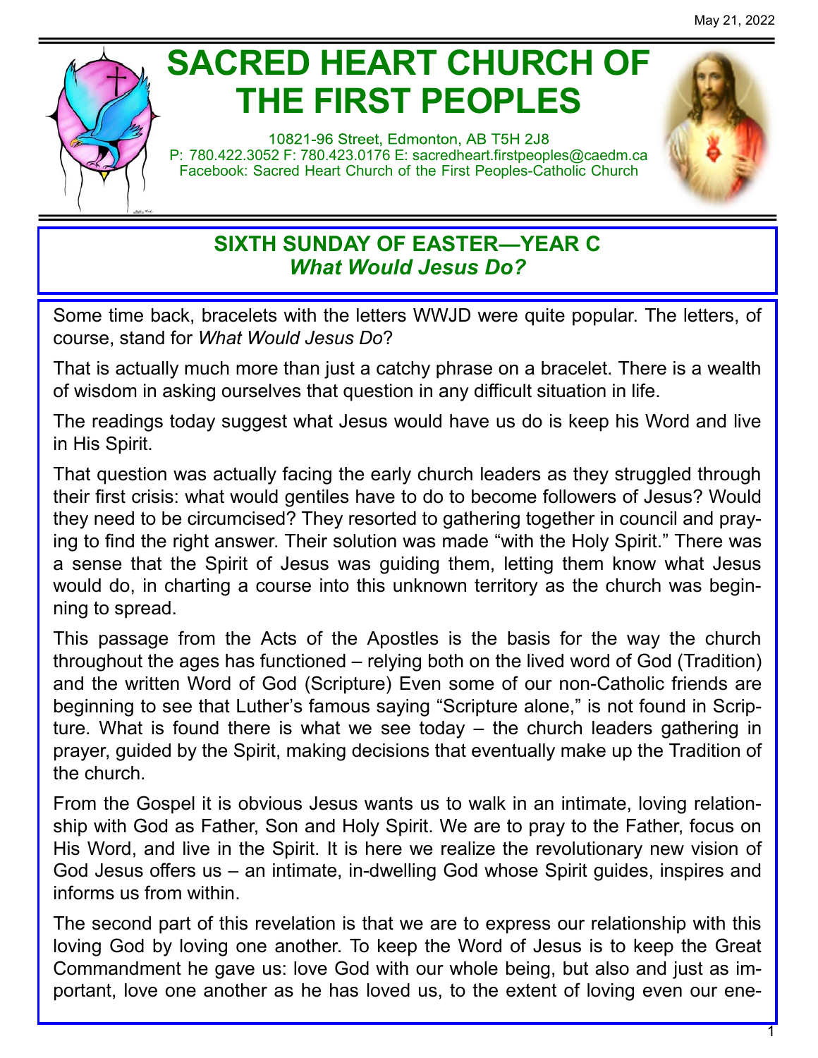May 21, 2022

# SACRED HEART CHURCH OF THE FIRST PEOPLES

10821-96 Street, Edmonton, AB T5H 2J8
P: 780.422.3052 F: 780.423.0176 E: sacredheart.firstpeoples@caedm.ca
Facebook: Sacred Heart Church of the First Peoples-Catholic Church

## SIXTH SUNDAY OF EASTER—YEAR C
### *What Would Jesus Do?*

Some time back, bracelets with the letters WWJD were quite popular. The letters, of course, stand for *What Would Jesus Do*?

That is actually much more than just a catchy phrase on a bracelet. There is a wealth of wisdom in asking ourselves that question in any difficult situation in life.

The readings today suggest what Jesus would have us do is keep his Word and live in His Spirit.

That question was actually facing the early church leaders as they struggled through their first crisis: what would gentiles have to do to become followers of Jesus? Would they need to be circumcised? They resorted to gathering together in council and praying to find the right answer. Their solution was made "with the Holy Spirit." There was a sense that the Spirit of Jesus was guiding them, letting them know what Jesus would do, in charting a course into this unknown territory as the church was beginning to spread.

This passage from the Acts of the Apostles is the basis for the way the church throughout the ages has functioned – relying both on the lived word of God (Tradition) and the written Word of God (Scripture) Even some of our non-Catholic friends are beginning to see that Luther's famous saying "Scripture alone," is not found in Scripture. What is found there is what we see today – the church leaders gathering in prayer, guided by the Spirit, making decisions that eventually make up the Tradition of the church.

From the Gospel it is obvious Jesus wants us to walk in an intimate, loving relationship with God as Father, Son and Holy Spirit. We are to pray to the Father, focus on His Word, and live in the Spirit. It is here we realize the revolutionary new vision of God Jesus offers us – an intimate, in-dwelling God whose Spirit guides, inspires and informs us from within.

The second part of this revelation is that we are to express our relationship with this loving God by loving one another. To keep the Word of Jesus is to keep the Great Commandment he gave us: love God with our whole being, but also and just as important, love one another as he has loved us, to the extent of loving even our ene-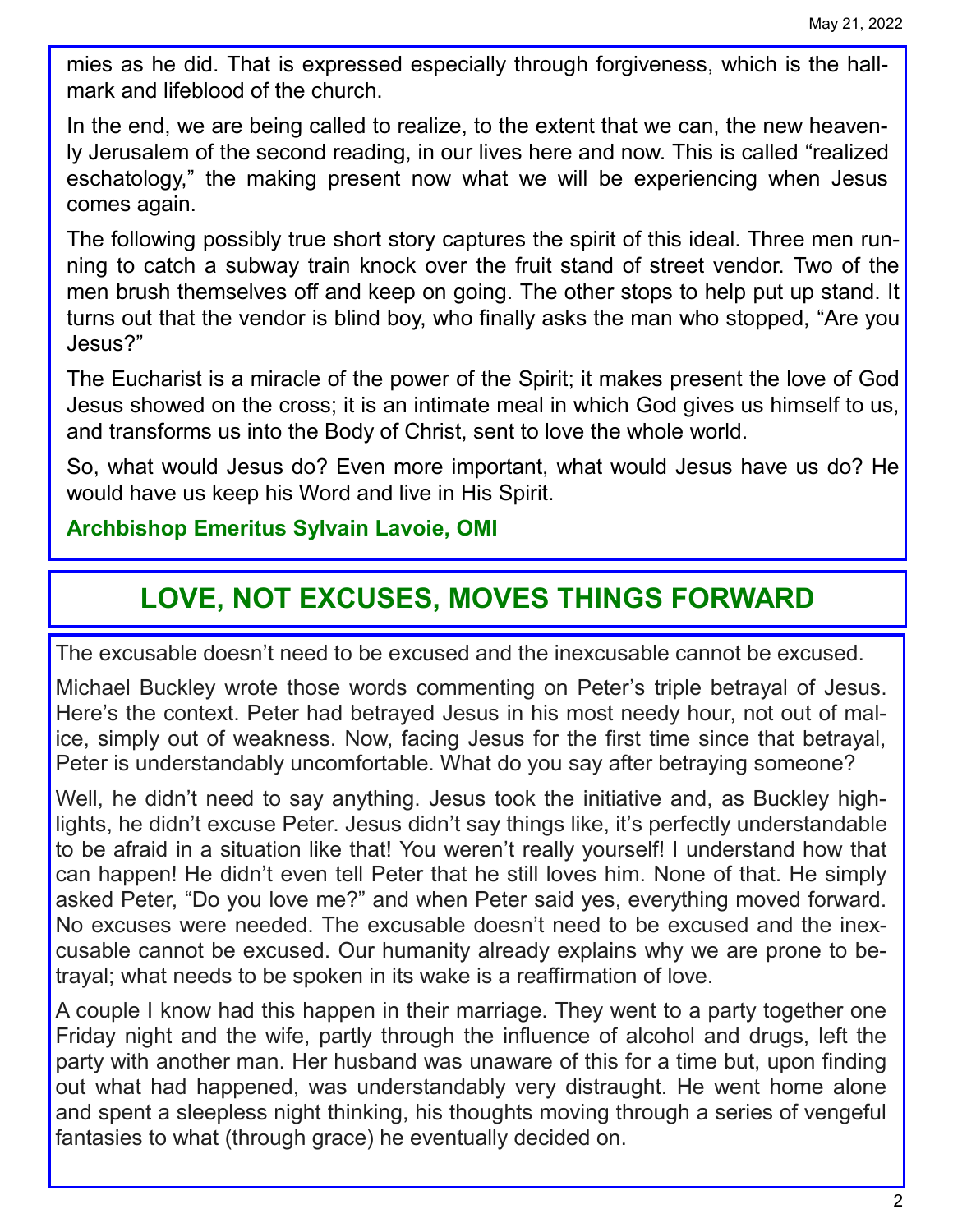mies as he did. That is expressed especially through forgiveness, which is the hallmark and lifeblood of the church.

In the end, we are being called to realize, to the extent that we can, the new heavenly Jerusalem of the second reading, in our lives here and now. This is called "realized eschatology," the making present now what we will be experiencing when Jesus comes again.

The following possibly true short story captures the spirit of this ideal. Three men running to catch a subway train knock over the fruit stand of street vendor. Two of the men brush themselves off and keep on going. The other stops to help put up stand. It turns out that the vendor is blind boy, who finally asks the man who stopped, "Are you Jesus?"

The Eucharist is a miracle of the power of the Spirit; it makes present the love of God Jesus showed on the cross; it is an intimate meal in which God gives us himself to us, and transforms us into the Body of Christ, sent to love the whole world.

So, what would Jesus do? Even more important, what would Jesus have us do? He would have us keep his Word and live in His Spirit.

**Archbishop Emeritus Sylvain Lavoie, OMI**

## LOVE, NOT EXCUSES, MOVES THINGS FORWARD

The excusable doesn't need to be excused and the inexcusable cannot be excused.

Michael Buckley wrote those words commenting on Peter's triple betrayal of Jesus. Here's the context. Peter had betrayed Jesus in his most needy hour, not out of malice, simply out of weakness. Now, facing Jesus for the first time since that betrayal, Peter is understandably uncomfortable. What do you say after betraying someone?

Well, he didn't need to say anything. Jesus took the initiative and, as Buckley highlights, he didn't excuse Peter. Jesus didn't say things like, it's perfectly understandable to be afraid in a situation like that! You weren't really yourself! I understand how that can happen! He didn't even tell Peter that he still loves him. None of that. He simply asked Peter, "Do you love me?" and when Peter said yes, everything moved forward. No excuses were needed. The excusable doesn't need to be excused and the inexcusable cannot be excused. Our humanity already explains why we are prone to betrayal; what needs to be spoken in its wake is a reaffirmation of love.

A couple I know had this happen in their marriage. They went to a party together one Friday night and the wife, partly through the influence of alcohol and drugs, left the party with another man. Her husband was unaware of this for a time but, upon finding out what had happened, was understandably very distraught. He went home alone and spent a sleepless night thinking, his thoughts moving through a series of vengeful fantasies to what (through grace) he eventually decided on.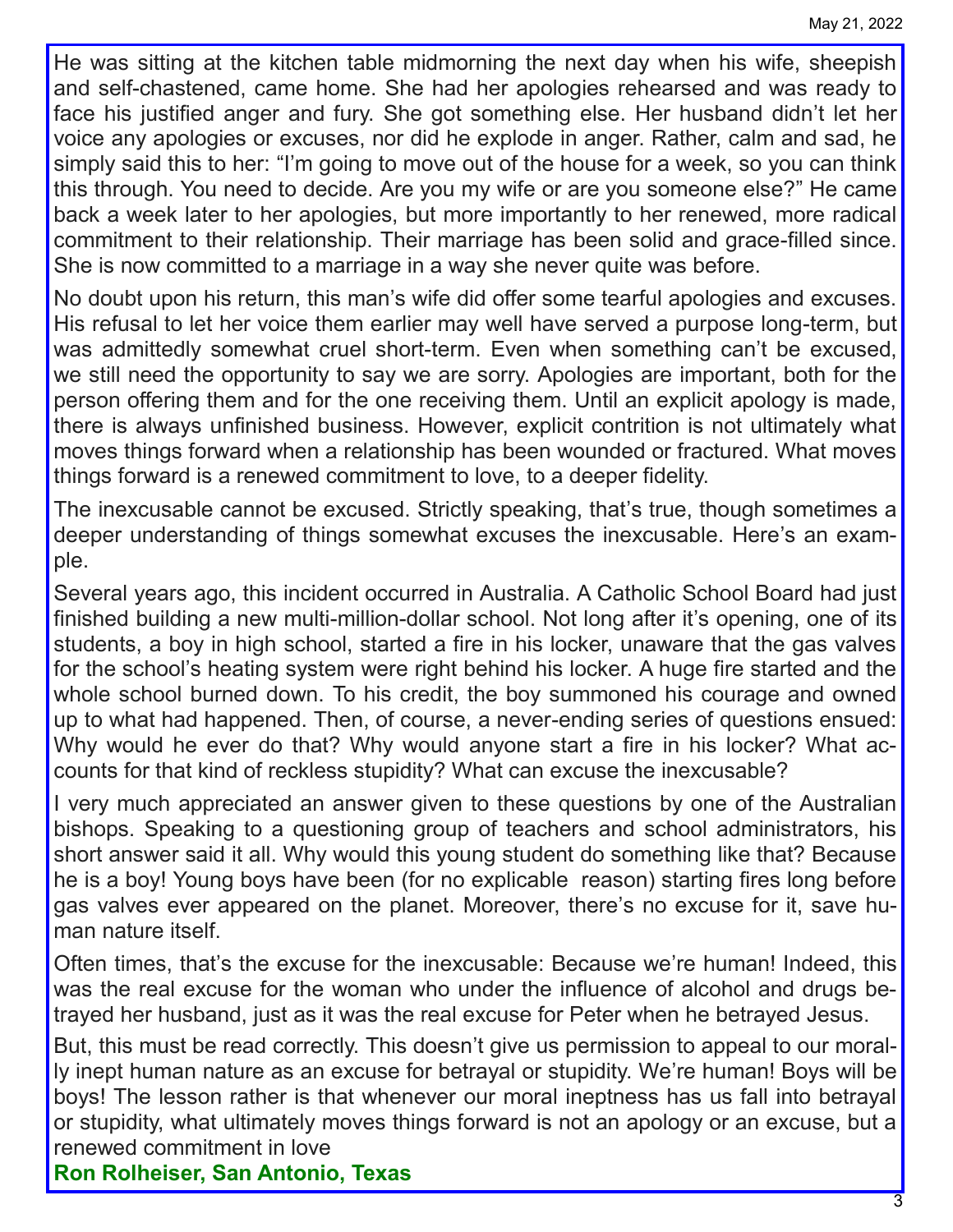He was sitting at the kitchen table midmorning the next day when his wife, sheepish and self-chastened, came home. She had her apologies rehearsed and was ready to face his justified anger and fury. She got something else. Her husband didn't let her voice any apologies or excuses, nor did he explode in anger. Rather, calm and sad, he simply said this to her: "I'm going to move out of the house for a week, so you can think this through. You need to decide. Are you my wife or are you someone else?" He came back a week later to her apologies, but more importantly to her renewed, more radical commitment to their relationship. Their marriage has been solid and grace-filled since. She is now committed to a marriage in a way she never quite was before.

No doubt upon his return, this man's wife did offer some tearful apologies and excuses. His refusal to let her voice them earlier may well have served a purpose long-term, but was admittedly somewhat cruel short-term. Even when something can't be excused, we still need the opportunity to say we are sorry. Apologies are important, both for the person offering them and for the one receiving them. Until an explicit apology is made, there is always unfinished business. However, explicit contrition is not ultimately what moves things forward when a relationship has been wounded or fractured. What moves things forward is a renewed commitment to love, to a deeper fidelity.

The inexcusable cannot be excused. Strictly speaking, that's true, though sometimes a deeper understanding of things somewhat excuses the inexcusable. Here's an example.

Several years ago, this incident occurred in Australia. A Catholic School Board had just finished building a new multi-million-dollar school. Not long after it's opening, one of its students, a boy in high school, started a fire in his locker, unaware that the gas valves for the school's heating system were right behind his locker. A huge fire started and the whole school burned down. To his credit, the boy summoned his courage and owned up to what had happened. Then, of course, a never-ending series of questions ensued: Why would he ever do that? Why would anyone start a fire in his locker? What accounts for that kind of reckless stupidity? What can excuse the inexcusable?

I very much appreciated an answer given to these questions by one of the Australian bishops. Speaking to a questioning group of teachers and school administrators, his short answer said it all. Why would this young student do something like that? Because he is a boy! Young boys have been (for no explicable reason) starting fires long before gas valves ever appeared on the planet. Moreover, there's no excuse for it, save human nature itself.

Often times, that's the excuse for the inexcusable: Because we're human! Indeed, this was the real excuse for the woman who under the influence of alcohol and drugs betrayed her husband, just as it was the real excuse for Peter when he betrayed Jesus.

But, this must be read correctly. This doesn't give us permission to appeal to our morally inept human nature as an excuse for betrayal or stupidity. We're human! Boys will be boys! The lesson rather is that whenever our moral ineptness has us fall into betrayal or stupidity, what ultimately moves things forward is not an apology or an excuse, but a renewed commitment in love

**Ron Rolheiser, San Antonio, Texas**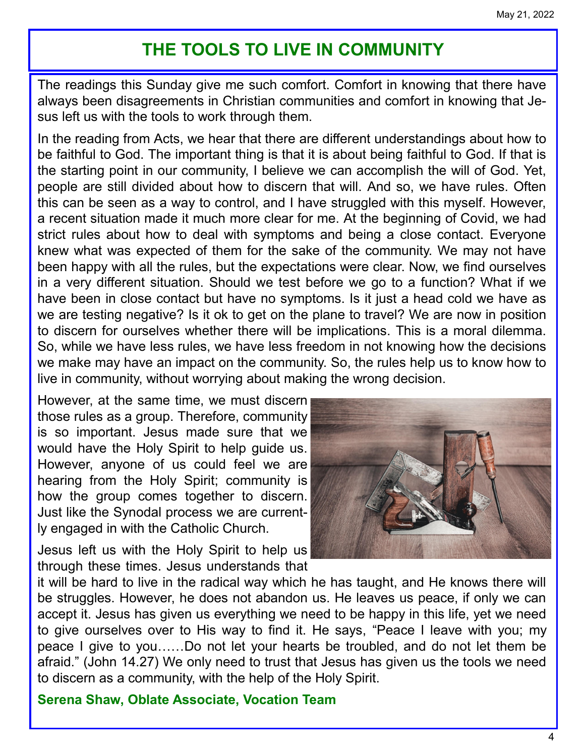# THE TOOLS TO LIVE IN COMMUNITY

The readings this Sunday give me such comfort. Comfort in knowing that there have always been disagreements in Christian communities and comfort in knowing that Jesus left us with the tools to work through them.

In the reading from Acts, we hear that there are different understandings about how to be faithful to God. The important thing is that it is about being faithful to God. If that is the starting point in our community, I believe we can accomplish the will of God. Yet, people are still divided about how to discern that will. And so, we have rules. Often this can be seen as a way to control, and I have struggled with this myself. However, a recent situation made it much more clear for me. At the beginning of Covid, we had strict rules about how to deal with symptoms and being a close contact. Everyone knew what was expected of them for the sake of the community. We may not have been happy with all the rules, but the expectations were clear. Now, we find ourselves in a very different situation. Should we test before we go to a function? What if we have been in close contact but have no symptoms. Is it just a head cold we have as we are testing negative? Is it ok to get on the plane to travel? We are now in position to discern for ourselves whether there will be implications. This is a moral dilemma. So, while we have less rules, we have less freedom in not knowing how the decisions we make may have an impact on the community. So, the rules help us to know how to live in community, without worrying about making the wrong decision.

However, at the same time, we must discern those rules as a group. Therefore, community is so important. Jesus made sure that we would have the Holy Spirit to help guide us. However, anyone of us could feel we are hearing from the Holy Spirit; community is how the group comes together to discern. Just like the Synodal process we are currently engaged in with the Catholic Church.

Jesus left us with the Holy Spirit to help us through these times. Jesus understands that it will be hard to live in the radical way which he has taught, and He knows there will be struggles. However, he does not abandon us. He leaves us peace, if only we can accept it. Jesus has given us everything we need to be happy in this life, yet we need to give ourselves over to His way to find it. He says, "Peace I leave with you; my peace I give to you……Do not let your hearts be troubled, and do not let them be afraid." (John 14.27) We only need to trust that Jesus has given us the tools we need to discern as a community, with the help of the Holy Spirit.

**Serena Shaw, Oblate Associate, Vocation Team**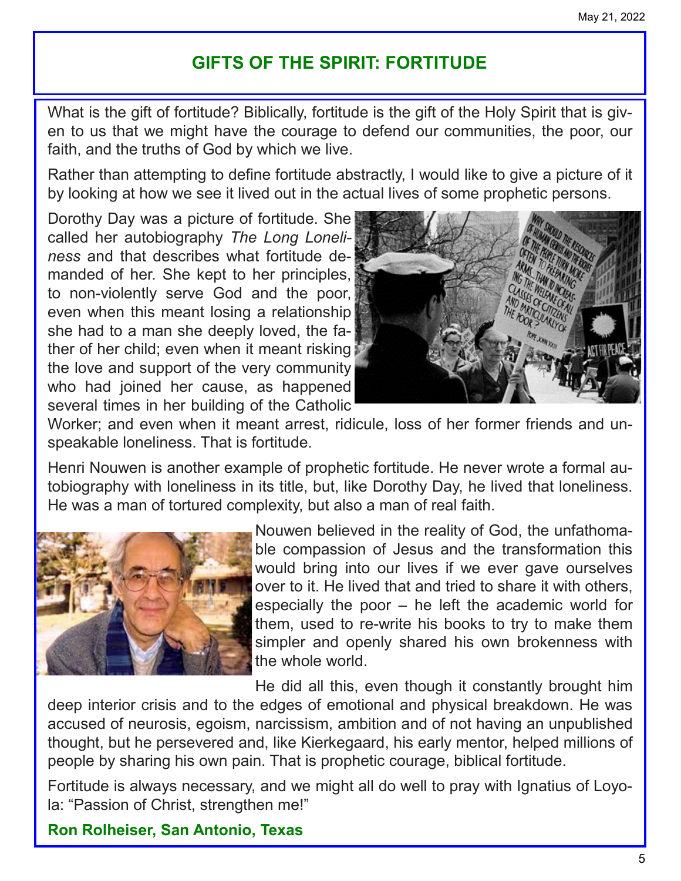## GIFTS OF THE SPIRIT: FORTITUDE

What is the gift of fortitude? Biblically, fortitude is the gift of the Holy Spirit that is given to us that we might have the courage to defend our communities, the poor, our faith, and the truths of God by which we live.

Rather than attempting to define fortitude abstractly, I would like to give a picture of it by looking at how we see it lived out in the actual lives of some prophetic persons.

Dorothy Day was a picture of fortitude. She called her autobiography *The Long Loneliness* and that describes what fortitude demanded of her. She kept to her principles, to non-violently serve God and the poor, even when this meant losing a relationship she had to a man she deeply loved, the father of her child; even when it meant risking the love and support of the very community who had joined her cause, as happened several times in her building of the Catholic Worker; and even when it meant arrest, ridicule, loss of her former friends and unspeakable loneliness. That is fortitude.

Henri Nouwen is another example of prophetic fortitude. He never wrote a formal autobiography with loneliness in its title, but, like Dorothy Day, he lived that loneliness. He was a man of tortured complexity, but also a man of real faith.

Nouwen believed in the reality of God, the unfathomable compassion of Jesus and the transformation this would bring into our lives if we ever gave ourselves over to it. He lived that and tried to share it with others, especially the poor – he left the academic world for them, used to re-write his books to try to make them simpler and openly shared his own brokenness with the whole world.

He did all this, even though it constantly brought him deep interior crisis and to the edges of emotional and physical breakdown. He was accused of neurosis, egoism, narcissism, ambition and of not having an unpublished thought, but he persevered and, like Kierkegaard, his early mentor, helped millions of people by sharing his own pain. That is prophetic courage, biblical fortitude.

Fortitude is always necessary, and we might all do well to pray with Ignatius of Loyola: "Passion of Christ, strengthen me!"

**Ron Rolheiser, San Antonio, Texas**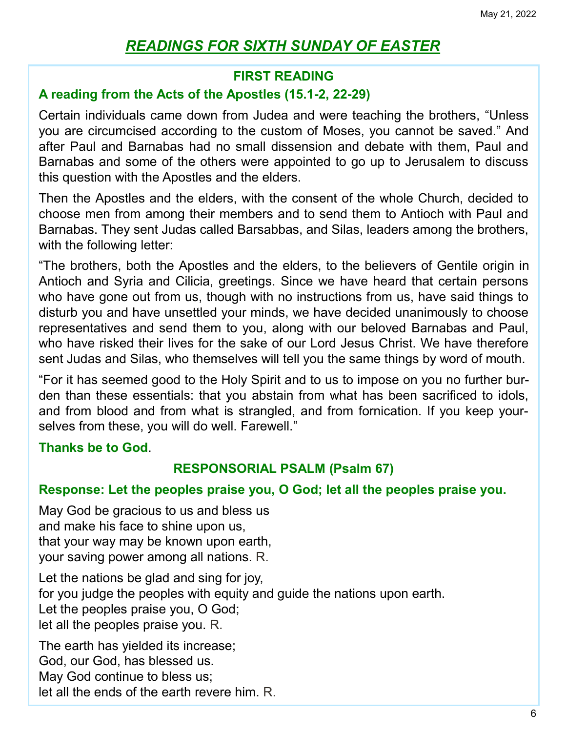# *READINGS FOR SIXTH SUNDAY OF EASTER*

## FIRST READING

### A reading from the Acts of the Apostles (15.1-2, 22-29)

Certain individuals came down from Judea and were teaching the brothers, "Unless you are circumcised according to the custom of Moses, you cannot be saved." And after Paul and Barnabas had no small dissension and debate with them, Paul and Barnabas and some of the others were appointed to go up to Jerusalem to discuss this question with the Apostles and the elders.

Then the Apostles and the elders, with the consent of the whole Church, decided to choose men from among their members and to send them to Antioch with Paul and Barnabas. They sent Judas called Barsabbas, and Silas, leaders among the brothers, with the following letter:

"The brothers, both the Apostles and the elders, to the believers of Gentile origin in Antioch and Syria and Cilicia, greetings. Since we have heard that certain persons who have gone out from us, though with no instructions from us, have said things to disturb you and have unsettled your minds, we have decided unanimously to choose representatives and send them to you, along with our beloved Barnabas and Paul, who have risked their lives for the sake of our Lord Jesus Christ. We have therefore sent Judas and Silas, who themselves will tell you the same things by word of mouth.

"For it has seemed good to the Holy Spirit and to us to impose on you no further burden than these essentials: that you abstain from what has been sacrificed to idols, and from blood and from what is strangled, and from fornication. If you keep yourselves from these, you will do well. Farewell."

**Thanks be to God**.

## RESPONSORIAL PSALM (Psalm 67)

**Response: Let the peoples praise you, O God; let all the peoples praise you.**

May God be gracious to us and bless us
and make his face to shine upon us,
that your way may be known upon earth,
your saving power among all nations. R.

Let the nations be glad and sing for joy,
for you judge the peoples with equity and guide the nations upon earth.
Let the peoples praise you, O God;
let all the peoples praise you. R.

The earth has yielded its increase;
God, our God, has blessed us.
May God continue to bless us;
let all the ends of the earth revere him. R.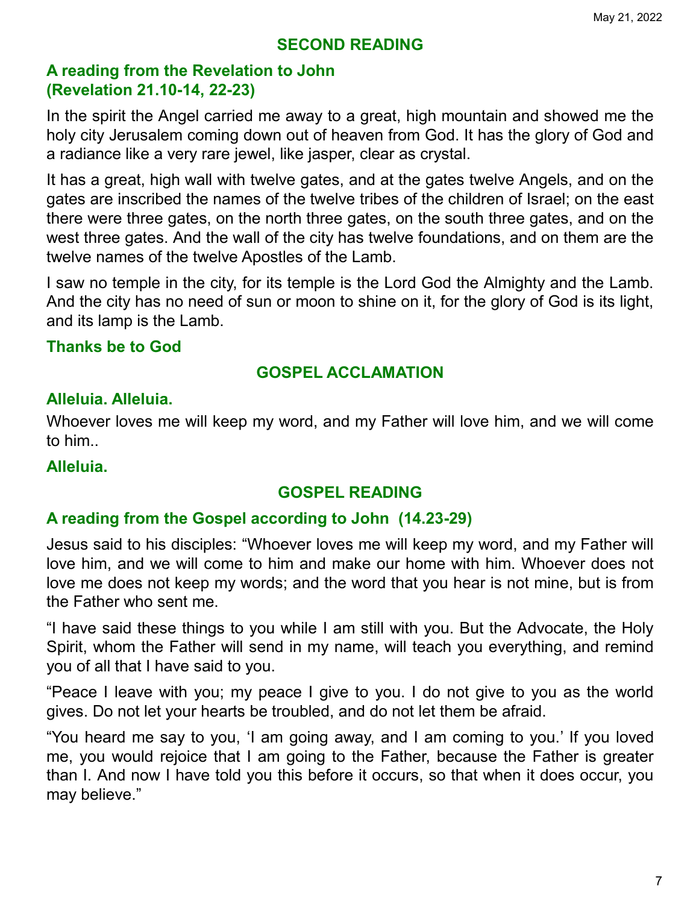## SECOND READING

### A reading from the Revelation to John (Revelation 21.10-14, 22-23)

In the spirit the Angel carried me away to a great, high mountain and showed me the holy city Jerusalem coming down out of heaven from God. It has the glory of God and a radiance like a very rare jewel, like jasper, clear as crystal.

It has a great, high wall with twelve gates, and at the gates twelve Angels, and on the gates are inscribed the names of the twelve tribes of the children of Israel; on the east there were three gates, on the north three gates, on the south three gates, and on the west three gates. And the wall of the city has twelve foundations, and on them are the twelve names of the twelve Apostles of the Lamb.

I saw no temple in the city, for its temple is the Lord God the Almighty and the Lamb. And the city has no need of sun or moon to shine on it, for the glory of God is its light, and its lamp is the Lamb.

**Thanks be to God**

## GOSPEL ACCLAMATION

**Alleluia. Alleluia.**

Whoever loves me will keep my word, and my Father will love him, and we will come to him..

**Alleluia.**

## GOSPEL READING

### A reading from the Gospel according to John (14.23-29)

Jesus said to his disciples: "Whoever loves me will keep my word, and my Father will love him, and we will come to him and make our home with him. Whoever does not love me does not keep my words; and the word that you hear is not mine, but is from the Father who sent me.

"I have said these things to you while I am still with you. But the Advocate, the Holy Spirit, whom the Father will send in my name, will teach you everything, and remind you of all that I have said to you.

"Peace I leave with you; my peace I give to you. I do not give to you as the world gives. Do not let your hearts be troubled, and do not let them be afraid.

"You heard me say to you, 'I am going away, and I am coming to you.' If you loved me, you would rejoice that I am going to the Father, because the Father is greater than I. And now I have told you this before it occurs, so that when it does occur, you may believe."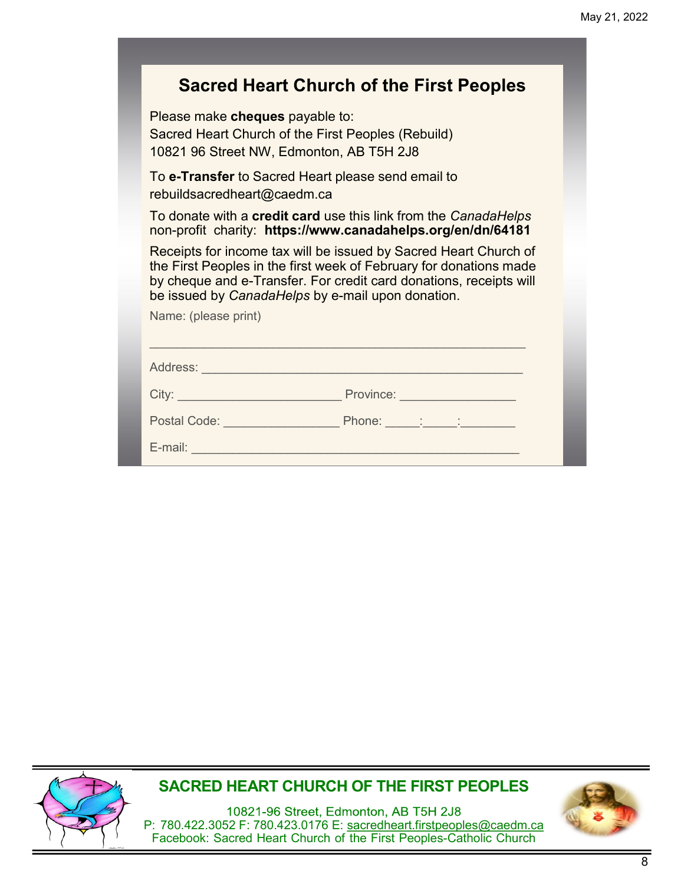## Sacred Heart Church of the First Peoples

Please make **cheques** payable to:
Sacred Heart Church of the First Peoples (Rebuild)
10821 96 Street NW, Edmonton, AB T5H 2J8

To **e-Transfer** to Sacred Heart please send email to rebuildsacredheart@caedm.ca

To donate with a **credit card** use this link from the *CanadaHelps* non-profit charity: **https://www.canadahelps.org/en/dn/64181**

Receipts for income tax will be issued by Sacred Heart Church of the First Peoples in the first week of February for donations made by cheque and e-Transfer. For credit card donations, receipts will be issued by *CanadaHelps* by e-mail upon donation.

Name: (please print)

_______________________________________________

Address: _______________________________________

City: ____________________ Province: ______________

Postal Code: ______________ Phone: _____:_____:_______

E-mail: ________________________________________

**SACRED HEART CHURCH OF THE FIRST PEOPLES**

10821-96 Street, Edmonton, AB T5H 2J8
P: 780.422.3052 F: 780.423.0176 E: sacredheart.firstpeoples@caedm.ca
Facebook: Sacred Heart Church of the First Peoples-Catholic Church